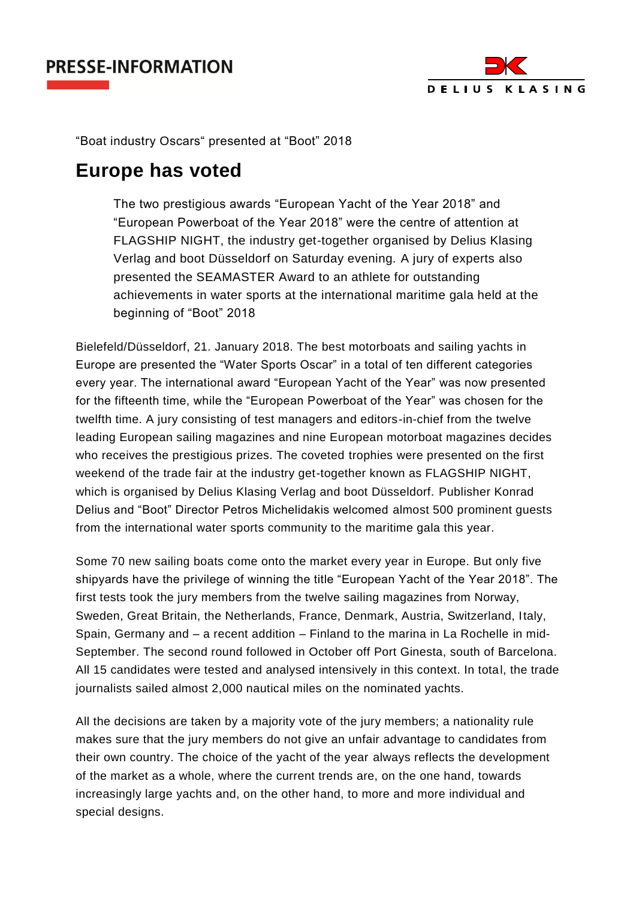PRESSE-INFORMATION

DELIUS KLASING

"Boat industry Oscars" presented at "Boot" 2018

# Europe has voted

The two prestigious awards "European Yacht of the Year 2018" and "European Powerboat of the Year 2018" were the centre of attention at FLAGSHIP NIGHT, the industry get-together organised by Delius Klasing Verlag and boot Düsseldorf on Saturday evening. A jury of experts also presented the SEAMASTER Award to an athlete for outstanding achievements in water sports at the international maritime gala held at the beginning of "Boot" 2018

Bielefeld/Düsseldorf, 21. January 2018. The best motorboats and sailing yachts in Europe are presented the "Water Sports Oscar" in a total of ten different categories every year. The international award "European Yacht of the Year" was now presented for the fifteenth time, while the "European Powerboat of the Year" was chosen for the twelfth time. A jury consisting of test managers and editors-in-chief from the twelve leading European sailing magazines and nine European motorboat magazines decides who receives the prestigious prizes. The coveted trophies were presented on the first weekend of the trade fair at the industry get-together known as FLAGSHIP NIGHT, which is organised by Delius Klasing Verlag and boot Düsseldorf. Publisher Konrad Delius and "Boot" Director Petros Michelidakis welcomed almost 500 prominent guests from the international water sports community to the maritime gala this year.

Some 70 new sailing boats come onto the market every year in Europe. But only five shipyards have the privilege of winning the title "European Yacht of the Year 2018". The first tests took the jury members from the twelve sailing magazines from Norway, Sweden, Great Britain, the Netherlands, France, Denmark, Austria, Switzerland, Italy, Spain, Germany and – a recent addition – Finland to the marina in La Rochelle in mid-September. The second round followed in October off Port Ginesta, south of Barcelona. All 15 candidates were tested and analysed intensively in this context. In total, the trade journalists sailed almost 2,000 nautical miles on the nominated yachts.

All the decisions are taken by a majority vote of the jury members; a nationality rule makes sure that the jury members do not give an unfair advantage to candidates from their own country. The choice of the yacht of the year always reflects the development of the market as a whole, where the current trends are, on the one hand, towards increasingly large yachts and, on the other hand, to more and more individual and special designs.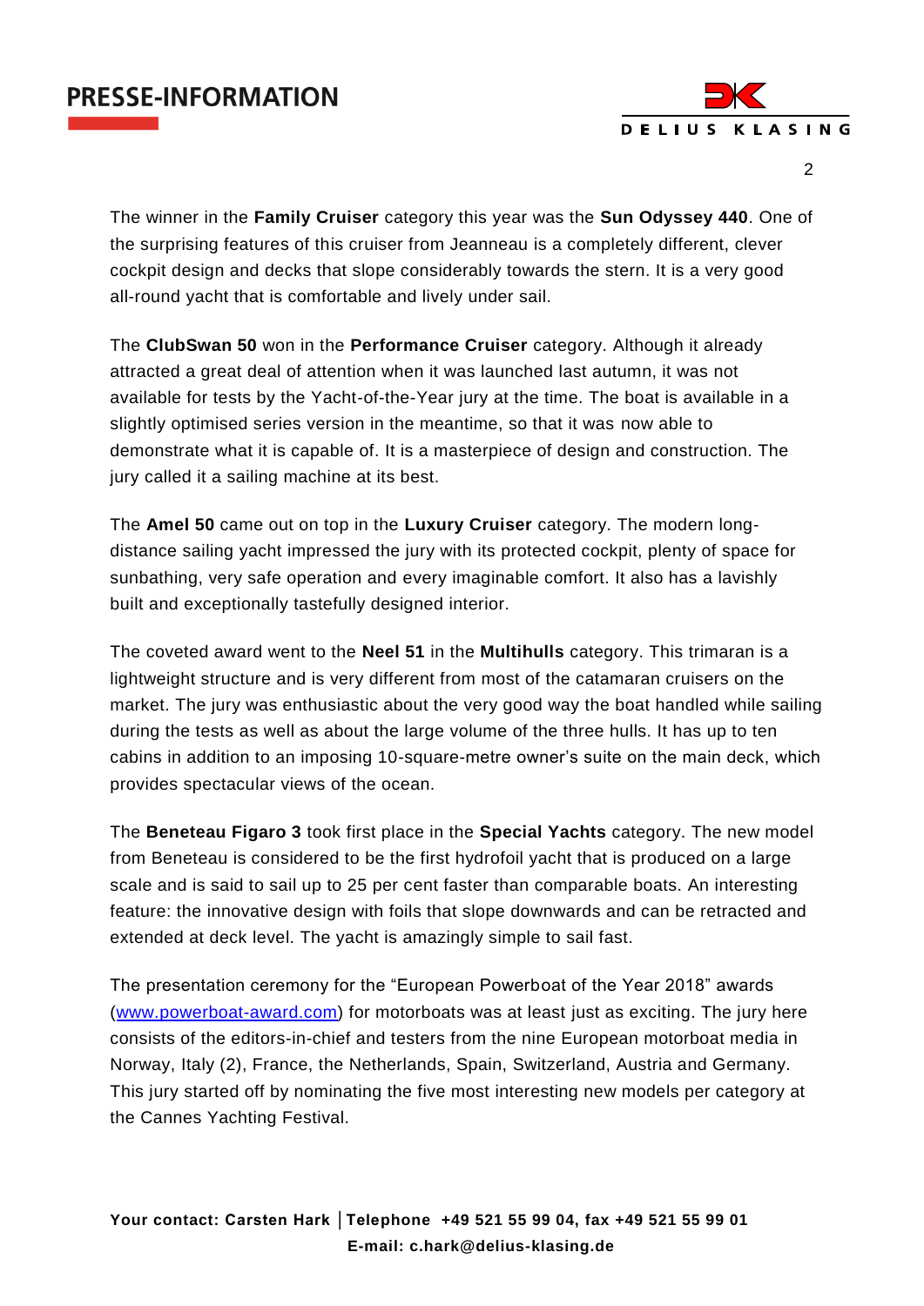The winner in the **Family Cruiser** category this year was the **Sun Odyssey 440**. One of the surprising features of this cruiser from Jeanneau is a completely different, clever cockpit design and decks that slope considerably towards the stern. It is a very good all-round yacht that is comfortable and lively under sail.

The **ClubSwan 50** won in the **Performance Cruiser** category. Although it already attracted a great deal of attention when it was launched last autumn, it was not available for tests by the Yacht-of-the-Year jury at the time. The boat is available in a slightly optimised series version in the meantime, so that it was now able to demonstrate what it is capable of. It is a masterpiece of design and construction. The jury called it a sailing machine at its best.

The **Amel 50** came out on top in the **Luxury Cruiser** category. The modern long-distance sailing yacht impressed the jury with its protected cockpit, plenty of space for sunbathing, very safe operation and every imaginable comfort. It also has a lavishly built and exceptionally tastefully designed interior.

The coveted award went to the **Neel 51** in the **Multihulls** category. This trimaran is a lightweight structure and is very different from most of the catamaran cruisers on the market. The jury was enthusiastic about the very good way the boat handled while sailing during the tests as well as about the large volume of the three hulls. It has up to ten cabins in addition to an imposing 10-square-metre owner's suite on the main deck, which provides spectacular views of the ocean.

The **Beneteau Figaro 3** took first place in the **Special Yachts** category. The new model from Beneteau is considered to be the first hydrofoil yacht that is produced on a large scale and is said to sail up to 25 per cent faster than comparable boats. An interesting feature: the innovative design with foils that slope downwards and can be retracted and extended at deck level. The yacht is amazingly simple to sail fast.

The presentation ceremony for the "European Powerboat of the Year 2018" awards ([www.powerboat-award.com](http://www.powerboat-award.com)) for motorboats was at least just as exciting. The jury here consists of the editors-in-chief and testers from the nine European motorboat media in Norway, Italy (2), France, the Netherlands, Spain, Switzerland, Austria and Germany. This jury started off by nominating the five most interesting new models per category at the Cannes Yachting Festival.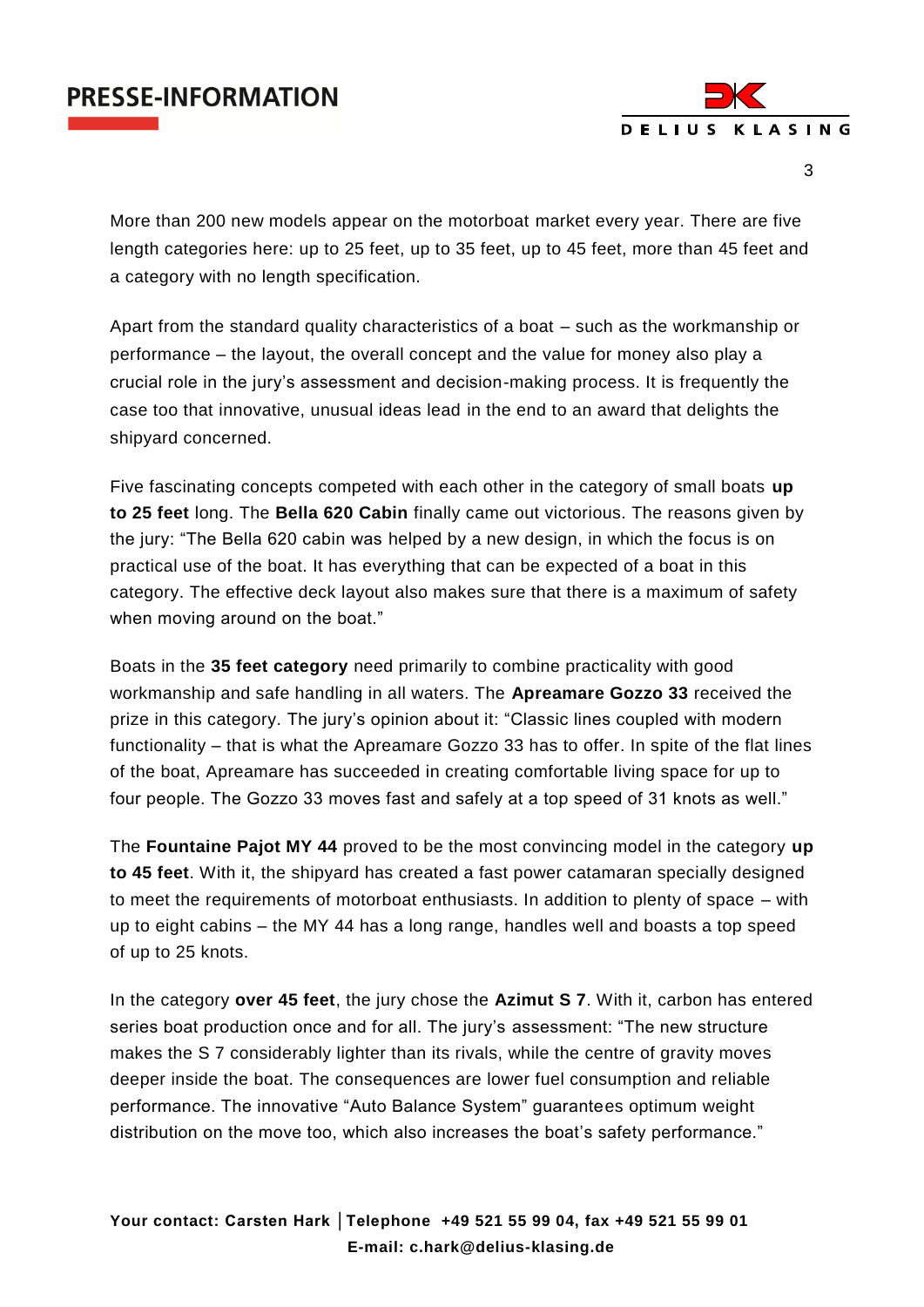More than 200 new models appear on the motorboat market every year. There are five length categories here: up to 25 feet, up to 35 feet, up to 45 feet, more than 45 feet and a category with no length specification.

Apart from the standard quality characteristics of a boat – such as the workmanship or performance – the layout, the overall concept and the value for money also play a crucial role in the jury's assessment and decision-making process. It is frequently the case too that innovative, unusual ideas lead in the end to an award that delights the shipyard concerned.

Five fascinating concepts competed with each other in the category of small boats **up to 25 feet** long. The **Bella 620 Cabin** finally came out victorious. The reasons given by the jury: "The Bella 620 cabin was helped by a new design, in which the focus is on practical use of the boat. It has everything that can be expected of a boat in this category. The effective deck layout also makes sure that there is a maximum of safety when moving around on the boat."

Boats in the **35 feet category** need primarily to combine practicality with good workmanship and safe handling in all waters. The **Apreamare Gozzo 33** received the prize in this category. The jury's opinion about it: "Classic lines coupled with modern functionality – that is what the Apreamare Gozzo 33 has to offer. In spite of the flat lines of the boat, Apreamare has succeeded in creating comfortable living space for up to four people. The Gozzo 33 moves fast and safely at a top speed of 31 knots as well."

The **Fountaine Pajot MY 44** proved to be the most convincing model in the category **up to 45 feet**. With it, the shipyard has created a fast power catamaran specially designed to meet the requirements of motorboat enthusiasts. In addition to plenty of space – with up to eight cabins – the MY 44 has a long range, handles well and boasts a top speed of up to 25 knots.

In the category **over 45 feet**, the jury chose the **Azimut S 7**. With it, carbon has entered series boat production once and for all. The jury's assessment: "The new structure makes the S 7 considerably lighter than its rivals, while the centre of gravity moves deeper inside the boat. The consequences are lower fuel consumption and reliable performance. The innovative "Auto Balance System" guarantees optimum weight distribution on the move too, which also increases the boat's safety performance."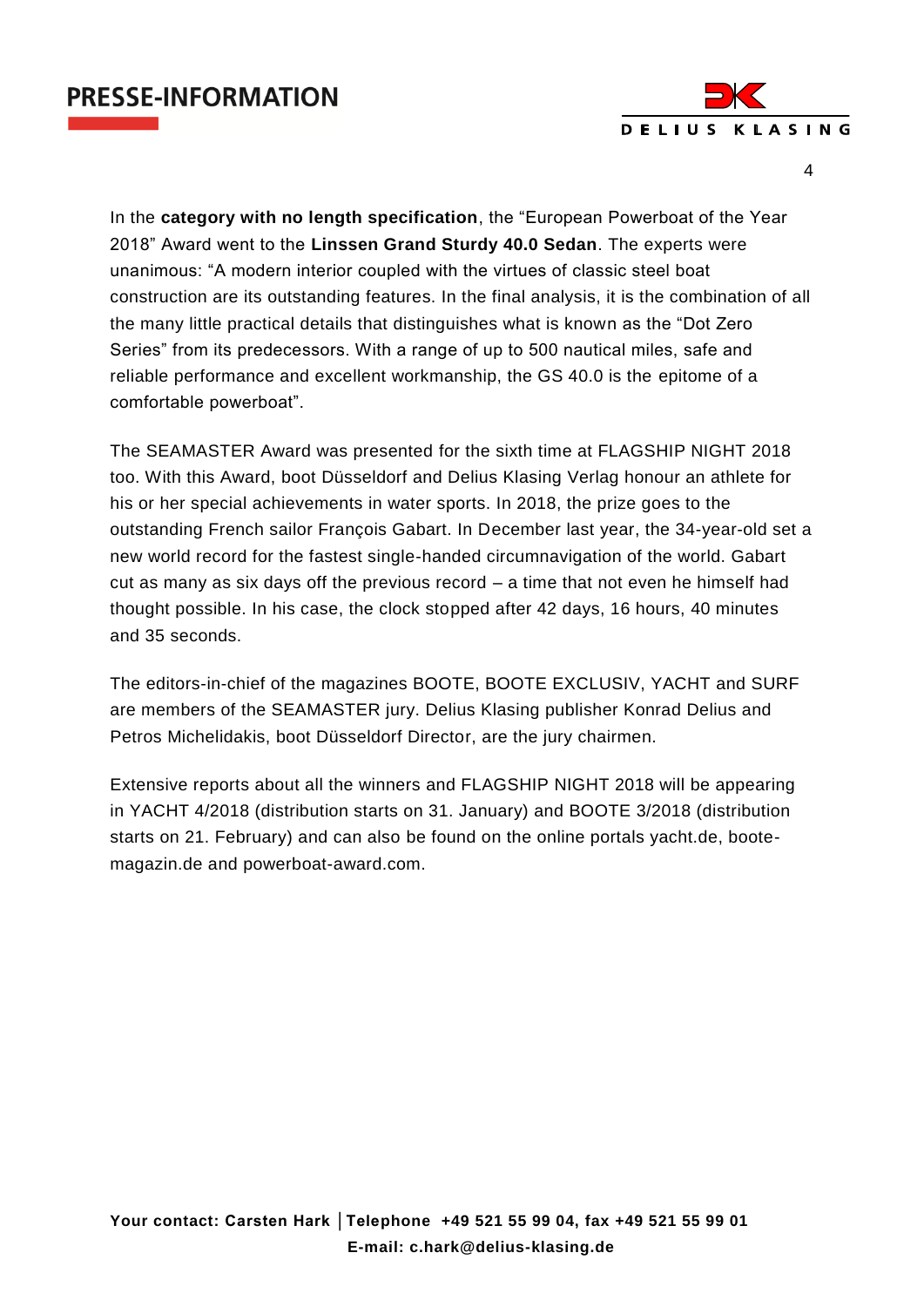In the **category with no length specification**, the “European Powerboat of the Year 2018” Award went to the **Linssen Grand Sturdy 40.0 Sedan**. The experts were unanimous: “A modern interior coupled with the virtues of classic steel boat construction are its outstanding features. In the final analysis, it is the combination of all the many little practical details that distinguishes what is known as the “Dot Zero Series” from its predecessors. With a range of up to 500 nautical miles, safe and reliable performance and excellent workmanship, the GS 40.0 is the epitome of a comfortable powerboat”.

The SEAMASTER Award was presented for the sixth time at FLAGSHIP NIGHT 2018 too. With this Award, boot Düsseldorf and Delius Klasing Verlag honour an athlete for his or her special achievements in water sports. In 2018, the prize goes to the outstanding French sailor François Gabart. In December last year, the 34-year-old set a new world record for the fastest single-handed circumnavigation of the world. Gabart cut as many as six days off the previous record – a time that not even he himself had thought possible. In his case, the clock stopped after 42 days, 16 hours, 40 minutes and 35 seconds.

The editors-in-chief of the magazines BOOTE, BOOTE EXCLUSIV, YACHT and SURF are members of the SEAMASTER jury. Delius Klasing publisher Konrad Delius and Petros Michelidakis, boot Düsseldorf Director, are the jury chairmen.

Extensive reports about all the winners and FLAGSHIP NIGHT 2018 will be appearing in YACHT 4/2018 (distribution starts on 31. January) and BOOTE 3/2018 (distribution starts on 21. February) and can also be found on the online portals yacht.de, boote-magazin.de and powerboat-award.com.

**Your contact: Carsten Hark | Telephone +49 521 55 99 04, fax +49 521 55 99 01**
**E-mail: c.hark@delius-klasing.de**